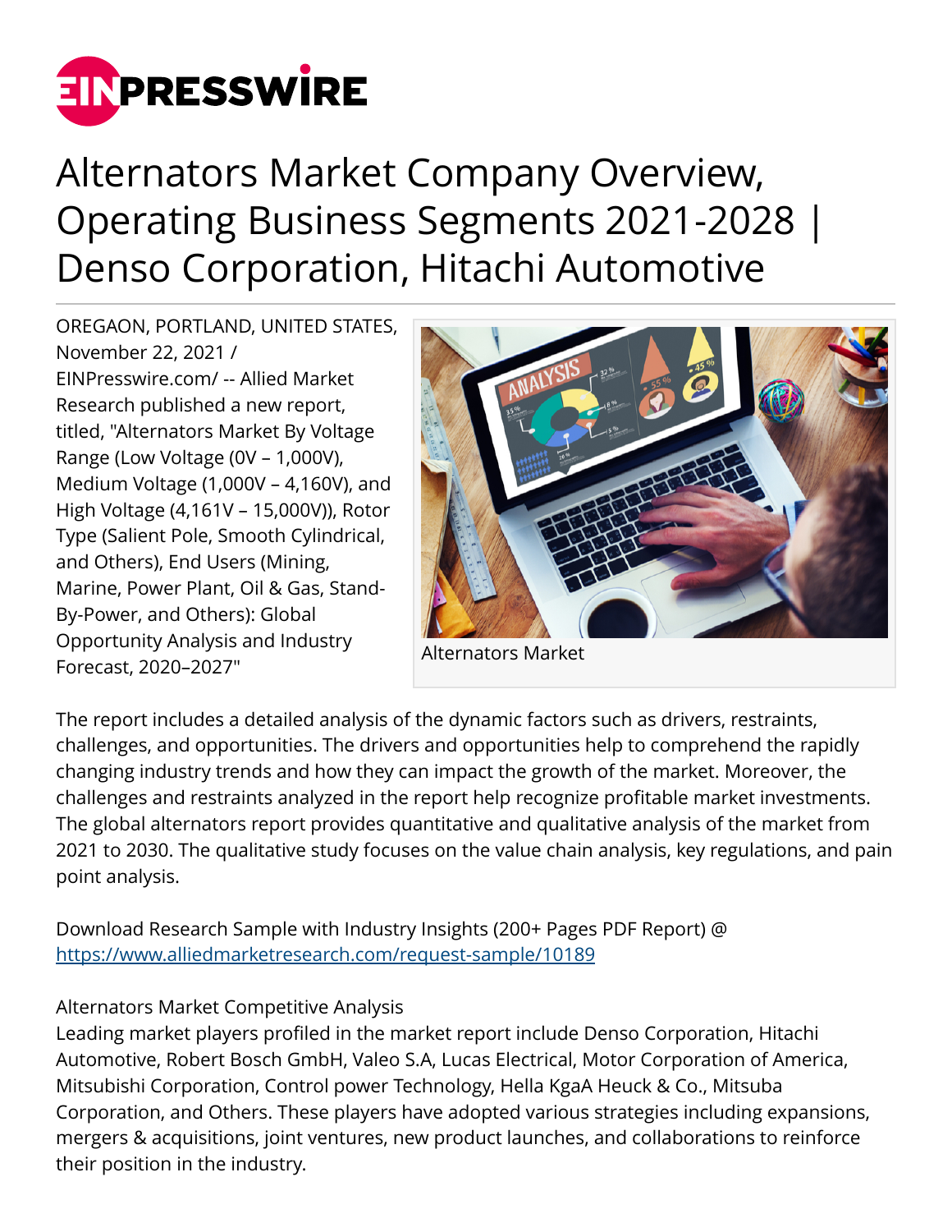# Alternators Market Company Overview, Operating Business Segments 2021-2028 | Denso Corporation, Hitachi Automotive

OREGAON, PORTLAND, UNITED STATES, November 22, 2021 / EINPresswire.com/ -- Allied Market Research published a new report, titled, "Alternators Market By Voltage Range (Low Voltage (0V – 1,000V), Medium Voltage (1,000V – 4,160V), and High Voltage (4,161V – 15,000V)), Rotor Type (Salient Pole, Smooth Cylindrical, and Others), End Users (Mining, Marine, Power Plant, Oil & Gas, Stand-By-Power, and Others): Global Opportunity Analysis and Industry Forecast, 2020–2027"

Alternators Market

The report includes a detailed analysis of the dynamic factors such as drivers, restraints, challenges, and opportunities. The drivers and opportunities help to comprehend the rapidly changing industry trends and how they can impact the growth of the market. Moreover, the challenges and restraints analyzed in the report help recognize profitable market investments. The global alternators report provides quantitative and qualitative analysis of the market from 2021 to 2030. The qualitative study focuses on the value chain analysis, key regulations, and pain point analysis.

Download Research Sample with Industry Insights (200+ Pages PDF Report) @ https://www.alliedmarketresearch.com/request-sample/10189

Alternators Market Competitive Analysis
Leading market players profiled in the market report include Denso Corporation, Hitachi Automotive, Robert Bosch GmbH, Valeo S.A, Lucas Electrical, Motor Corporation of America, Mitsubishi Corporation, Control power Technology, Hella KgaA Heuck & Co., Mitsuba Corporation, and Others. These players have adopted various strategies including expansions, mergers & acquisitions, joint ventures, new product launches, and collaborations to reinforce their position in the industry.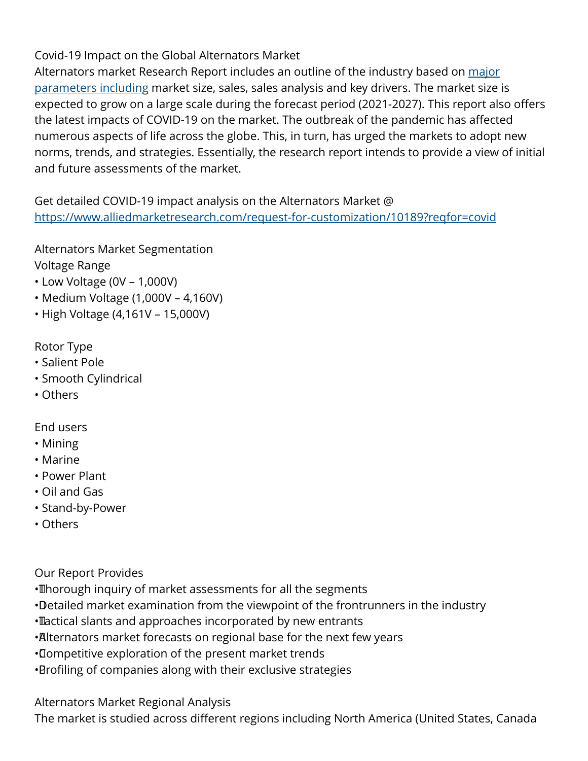Covid-19 Impact on the Global Alternators Market

Alternators market Research Report includes an outline of the industry based on [major parameters including](https://www.alliedmarketresearch.com/) market size, sales, sales analysis and key drivers. The market size is expected to grow on a large scale during the forecast period (2021-2027). This report also offers the latest impacts of COVID-19 on the market. The outbreak of the pandemic has affected numerous aspects of life across the globe. This, in turn, has urged the markets to adopt new norms, trends, and strategies. Essentially, the research report intends to provide a view of initial and future assessments of the market.

Get detailed COVID-19 impact analysis on the Alternators Market @ https://www.alliedmarketresearch.com/request-for-customization/10189?reqfor=covid

Alternators Market Segmentation

Voltage Range

- Low Voltage (0V – 1,000V)
- Medium Voltage (1,000V – 4,160V)
- High Voltage (4,161V – 15,000V)

Rotor Type

- Salient Pole
- Smooth Cylindrical
- Others

End users

- Mining
- Marine
- Power Plant
- Oil and Gas
- Stand-by-Power
- Others

Our Report Provides

- Thorough inquiry of market assessments for all the segments
- Detailed market examination from the viewpoint of the frontrunners in the industry
- Tactical slants and approaches incorporated by new entrants
- Alternators market forecasts on regional base for the next few years
- Competitive exploration of the present market trends
- Profiling of companies along with their exclusive strategies

Alternators Market Regional Analysis

The market is studied across different regions including North America (United States, Canada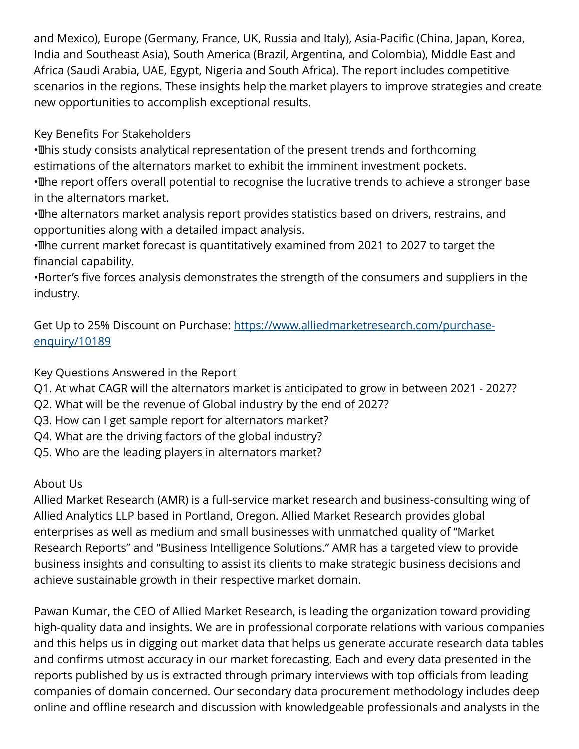and Mexico), Europe (Germany, France, UK, Russia and Italy), Asia-Pacific (China, Japan, Korea, India and Southeast Asia), South America (Brazil, Argentina, and Colombia), Middle East and Africa (Saudi Arabia, UAE, Egypt, Nigeria and South Africa). The report includes competitive scenarios in the regions. These insights help the market players to improve strategies and create new opportunities to accomplish exceptional results.

Key Benefits For Stakeholders

- This study consists analytical representation of the present trends and forthcoming estimations of the alternators market to exhibit the imminent investment pockets.
- The report offers overall potential to recognise the lucrative trends to achieve a stronger base in the alternators market.
- The alternators market analysis report provides statistics based on drivers, restrains, and opportunities along with a detailed impact analysis.
- The current market forecast is quantitatively examined from 2021 to 2027 to target the financial capability.
- Porter's five forces analysis demonstrates the strength of the consumers and suppliers in the industry.

Get Up to 25% Discount on Purchase: [https://www.alliedmarketresearch.com/purchase-enquiry/10189](https://www.alliedmarketresearch.com/purchase-enquiry/10189)

Key Questions Answered in the Report

Q1. At what CAGR will the alternators market is anticipated to grow in between 2021 - 2027?
Q2. What will be the revenue of Global industry by the end of 2027?
Q3. How can I get sample report for alternators market?
Q4. What are the driving factors of the global industry?
Q5. Who are the leading players in alternators market?

About Us

Allied Market Research (AMR) is a full-service market research and business-consulting wing of Allied Analytics LLP based in Portland, Oregon. Allied Market Research provides global enterprises as well as medium and small businesses with unmatched quality of "Market Research Reports" and "Business Intelligence Solutions." AMR has a targeted view to provide business insights and consulting to assist its clients to make strategic business decisions and achieve sustainable growth in their respective market domain.

Pawan Kumar, the CEO of Allied Market Research, is leading the organization toward providing high-quality data and insights. We are in professional corporate relations with various companies and this helps us in digging out market data that helps us generate accurate research data tables and confirms utmost accuracy in our market forecasting. Each and every data presented in the reports published by us is extracted through primary interviews with top officials from leading companies of domain concerned. Our secondary data procurement methodology includes deep online and offline research and discussion with knowledgeable professionals and analysts in the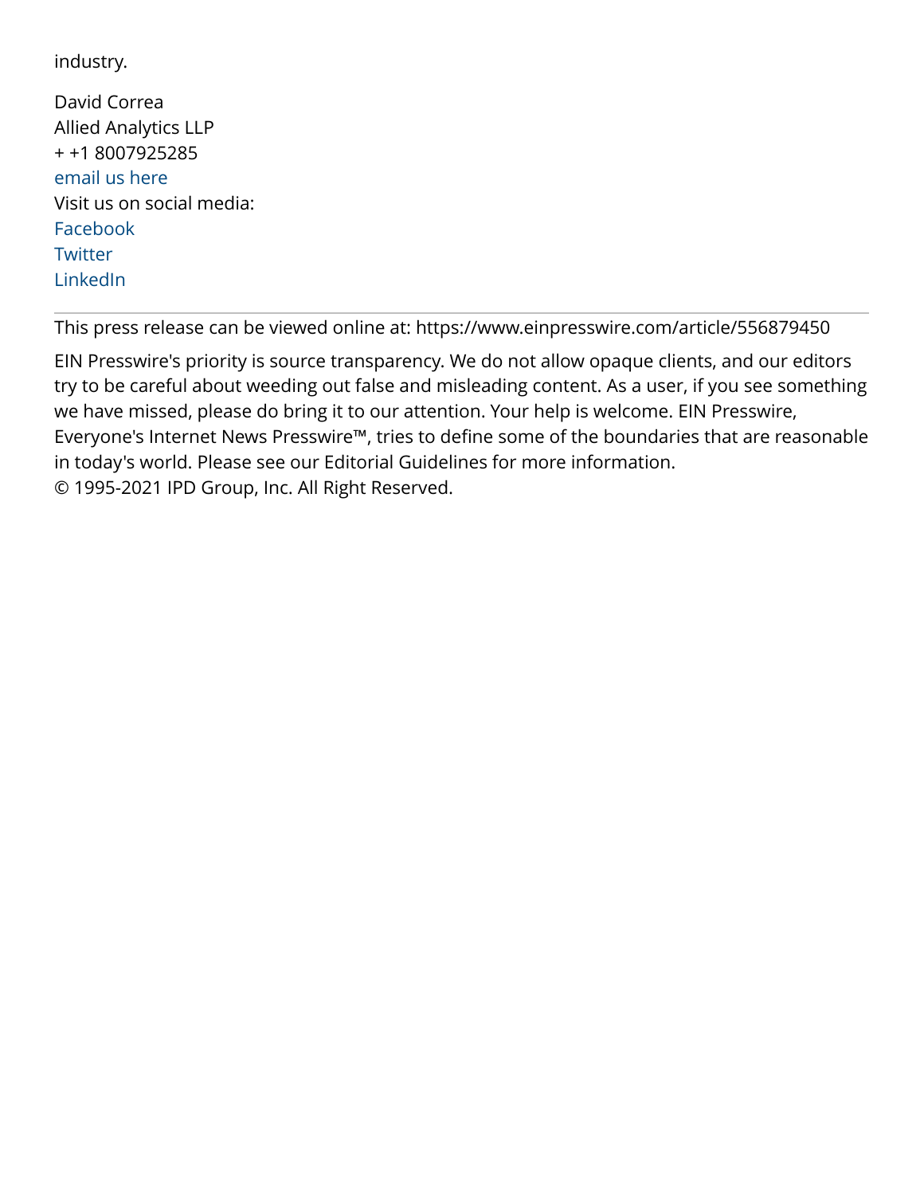industry.

David Correa
Allied Analytics LLP
+ +1 8007925285
email us here
Visit us on social media:
Facebook
Twitter
LinkedIn

---

This press release can be viewed online at: https://www.einpresswire.com/article/556879450

EIN Presswire's priority is source transparency. We do not allow opaque clients, and our editors try to be careful about weeding out false and misleading content. As a user, if you see something we have missed, please do bring it to our attention. Your help is welcome. EIN Presswire, Everyone's Internet News Presswire™, tries to define some of the boundaries that are reasonable in today's world. Please see our Editorial Guidelines for more information.
© 1995-2021 IPD Group, Inc. All Right Reserved.